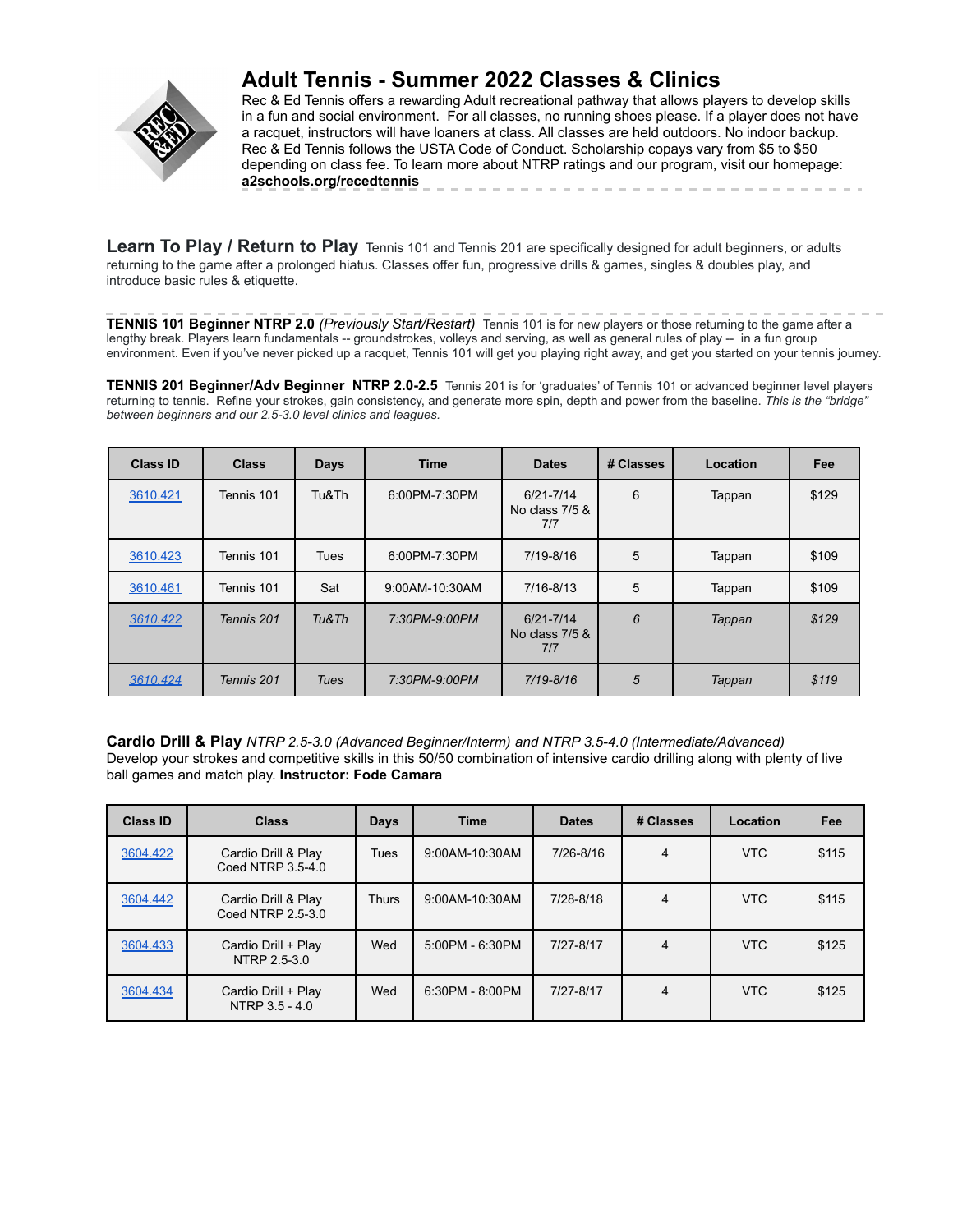# Adult Tennis - Summer 2022 Classes & Clinics

Rec & Ed Tennis offers a rewarding Adult recreational pathway that allows players to develop skills in a fun and social environment. For all classes, no running shoes please. If a player does not have a racquet, instructors will have loaners at class. All classes are held outdoors. No indoor backup. Rec & Ed Tennis follows the USTA Code of Conduct. Scholarship copays vary from $5 to $50 depending on class fee. To learn more about NTRP ratings and our program, visit our homepage: **a2schools.org/recedtennis**

## Learn To Play / Return to Play

Tennis 101 and Tennis 201 are specifically designed for adult beginners, or adults returning to the game after a prolonged hiatus. Classes offer fun, progressive drills & games, singles & doubles play, and introduce basic rules & etiquette.

**TENNIS 101 Beginner NTRP 2.0** *(Previously Start/Restart)* Tennis 101 is for new players or those returning to the game after a lengthy break. Players learn fundamentals -- groundstrokes, volleys and serving, as well as general rules of play -- in a fun group environment. Even if you've never picked up a racquet, Tennis 101 will get you playing right away, and get you started on your tennis journey.

**TENNIS 201 Beginner/Adv Beginner NTRP 2.0-2.5** Tennis 201 is for 'graduates' of Tennis 101 or advanced beginner level players returning to tennis. Refine your strokes, gain consistency, and generate more spin, depth and power from the baseline. *This is the "bridge" between beginners and our 2.5-3.0 level clinics and leagues.*

| Class ID | Class | Days | Time | Dates | # Classes | Location | Fee |
|---|---|---|---|---|---|---|---|
| 3610.421 | Tennis 101 | Tu&Th | 6:00PM-7:30PM | 6/21-7/14 No class 7/5 & 7/7 | 6 | Tappan | $129 |
| 3610.423 | Tennis 101 | Tues | 6:00PM-7:30PM | 7/19-8/16 | 5 | Tappan | $109 |
| 3610.461 | Tennis 101 | Sat | 9:00AM-10:30AM | 7/16-8/13 | 5 | Tappan | $109 |
| *3610.422* | *Tennis 201* | *Tu&Th* | *7:30PM-9:00PM* | *6/21-7/14 No class 7/5 & 7/7* | *6* | *Tappan* | *$129* |
| *3610.424* | *Tennis 201* | *Tues* | *7:30PM-9:00PM* | *7/19-8/16* | *5* | *Tappan* | *$119* |

## Cardio Drill & Play

*NTRP 2.5-3.0 (Advanced Beginner/Interm) and NTRP 3.5-4.0 (Intermediate/Advanced)*
Develop your strokes and competitive skills in this 50/50 combination of intensive cardio drilling along with plenty of live ball games and match play. **Instructor: Fode Camara**

| Class ID | Class | Days | Time | Dates | # Classes | Location | Fee |
|---|---|---|---|---|---|---|---|
| 3604.422 | Cardio Drill & Play Coed NTRP 3.5-4.0 | Tues | 9:00AM-10:30AM | 7/26-8/16 | 4 | VTC | $115 |
| 3604.442 | Cardio Drill & Play Coed NTRP 2.5-3.0 | Thurs | 9:00AM-10:30AM | 7/28-8/18 | 4 | VTC | $115 |
| 3604.433 | Cardio Drill + Play NTRP 2.5-3.0 | Wed | 5:00PM - 6:30PM | 7/27-8/17 | 4 | VTC | $125 |
| 3604.434 | Cardio Drill + Play NTRP 3.5 - 4.0 | Wed | 6:30PM - 8:00PM | 7/27-8/17 | 4 | VTC | $125 |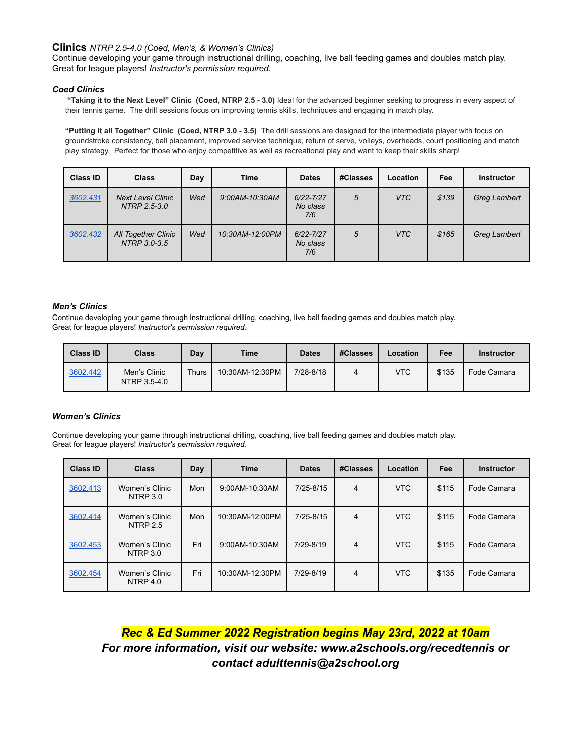## **Clinics** *NTRP 2.5-4.0 (Coed, Men's, & Women's Clinics)*

Continue developing your game through instructional drilling, coaching, live ball feeding games and doubles match play. Great for league players! *Instructor's permission required.*

### ***Coed Clinics***

**"Taking it to the Next Level" Clinic (Coed, NTRP 2.5 - 3.0)** Ideal for the advanced beginner seeking to progress in every aspect of their tennis game. The drill sessions focus on improving tennis skills, techniques and engaging in match play.

**"Putting it all Together" Clinic (Coed, NTRP 3.0 - 3.5)** The drill sessions are designed for the intermediate player with focus on groundstroke consistency, ball placement, improved service technique, return of serve, volleys, overheads, court positioning and match play strategy. Perfect for those who enjoy competitive as well as recreational play and want to keep their skills sharp!

| Class ID | Class | Day | Time | Dates | #Classes | Location | Fee | Instructor |
|---|---|---|---|---|---|---|---|---|
| *3602.431* | *Next Level Clinic NTRP 2.5-3.0* | *Wed* | *9:00AM-10:30AM* | *6/22-7/27 No class 7/6* | *5* | *VTC* | *$139* | *Greg Lambert* |
| *3602.432* | *All Together Clinic NTRP 3.0-3.5* | *Wed* | *10:30AM-12:00PM* | *6/22-7/27 No class 7/6* | *5* | *VTC* | *$165* | *Greg Lambert* |

### ***Men's Clinics***

Continue developing your game through instructional drilling, coaching, live ball feeding games and doubles match play. Great for league players! *Instructor's permission required.*

| Class ID | Class | Day | Time | Dates | #Classes | Location | Fee | Instructor |
|---|---|---|---|---|---|---|---|---|
| 3602.442 | Men's Clinic NTRP 3.5-4.0 | Thurs | 10:30AM-12:30PM | 7/28-8/18 | 4 | VTC | $135 | Fode Camara |

### ***Women's Clinics***

Continue developing your game through instructional drilling, coaching, live ball feeding games and doubles match play. Great for league players! *Instructor's permission required.*

| Class ID | Class | Day | Time | Dates | #Classes | Location | Fee | Instructor |
|---|---|---|---|---|---|---|---|---|
| 3602.413 | Women's Clinic NTRP 3.0 | Mon | 9:00AM-10:30AM | 7/25-8/15 | 4 | VTC | $115 | Fode Camara |
| 3602.414 | Women's Clinic NTRP 2.5 | Mon | 10:30AM-12:00PM | 7/25-8/15 | 4 | VTC | $115 | Fode Camara |
| 3602.453 | Women's Clinic NTRP 3.0 | Fri | 9:00AM-10:30AM | 7/29-8/19 | 4 | VTC | $115 | Fode Camara |
| 3602.454 | Women's Clinic NTRP 4.0 | Fri | 10:30AM-12:30PM | 7/29-8/19 | 4 | VTC | $135 | Fode Camara |

***Rec & Ed Summer 2022 Registration begins May 23rd, 2022 at 10am***

***For more information, visit our website: www.a2schools.org/recedtennis or contact adulttennis@a2school.org***